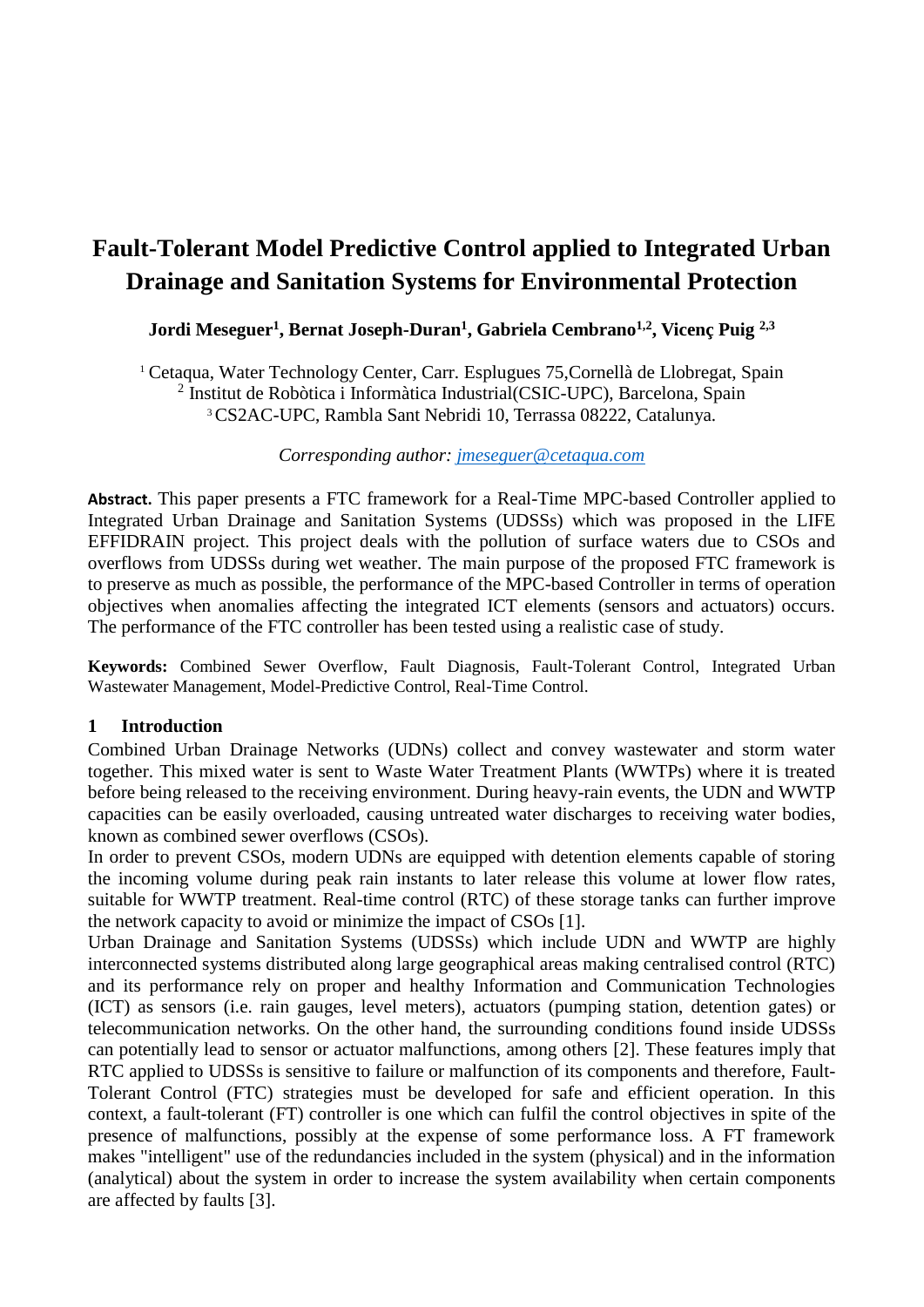# Fault-Tolerant Model Predictive Control applied to Integrated Urban Drainage and Sanitation Systems for Environmental Protection

**Jordi Meseguer[1], Bernat Joseph-Duran[1], Gabriela Cembrano[1,2], Vicenç Puig [2,3]**

[1] Cetaqua, Water Technology Center, Carr. Esplugues 75,Cornellà de Llobregat, Spain
[2] Institut de Robòtica i Informàtica Industrial(CSIC-UPC), Barcelona, Spain
[3] CS2AC-UPC, Rambla Sant Nebridi 10, Terrassa 08222, Catalunya.

*Corresponding author: jmeseguer@cetaqua.com*

**Abstract.** This paper presents a FTC framework for a Real-Time MPC-based Controller applied to Integrated Urban Drainage and Sanitation Systems (UDSSs) which was proposed in the LIFE EFFIDRAIN project. This project deals with the pollution of surface waters due to CSOs and overflows from UDSSs during wet weather. The main purpose of the proposed FTC framework is to preserve as much as possible, the performance of the MPC-based Controller in terms of operation objectives when anomalies affecting the integrated ICT elements (sensors and actuators) occurs. The performance of the FTC controller has been tested using a realistic case of study.

**Keywords:** Combined Sewer Overflow, Fault Diagnosis, Fault-Tolerant Control, Integrated Urban Wastewater Management, Model-Predictive Control, Real-Time Control.

## 1 Introduction

Combined Urban Drainage Networks (UDNs) collect and convey wastewater and storm water together. This mixed water is sent to Waste Water Treatment Plants (WWTPs) where it is treated before being released to the receiving environment. During heavy-rain events, the UDN and WWTP capacities can be easily overloaded, causing untreated water discharges to receiving water bodies, known as combined sewer overflows (CSOs).

In order to prevent CSOs, modern UDNs are equipped with detention elements capable of storing the incoming volume during peak rain instants to later release this volume at lower flow rates, suitable for WWTP treatment. Real-time control (RTC) of these storage tanks can further improve the network capacity to avoid or minimize the impact of CSOs [1].

Urban Drainage and Sanitation Systems (UDSSs) which include UDN and WWTP are highly interconnected systems distributed along large geographical areas making centralised control (RTC) and its performance rely on proper and healthy Information and Communication Technologies (ICT) as sensors (i.e. rain gauges, level meters), actuators (pumping station, detention gates) or telecommunication networks. On the other hand, the surrounding conditions found inside UDSSs can potentially lead to sensor or actuator malfunctions, among others [2]. These features imply that RTC applied to UDSSs is sensitive to failure or malfunction of its components and therefore, Fault-Tolerant Control (FTC) strategies must be developed for safe and efficient operation. In this context, a fault-tolerant (FT) controller is one which can fulfil the control objectives in spite of the presence of malfunctions, possibly at the expense of some performance loss. A FT framework makes "intelligent" use of the redundancies included in the system (physical) and in the information (analytical) about the system in order to increase the system availability when certain components are affected by faults [3].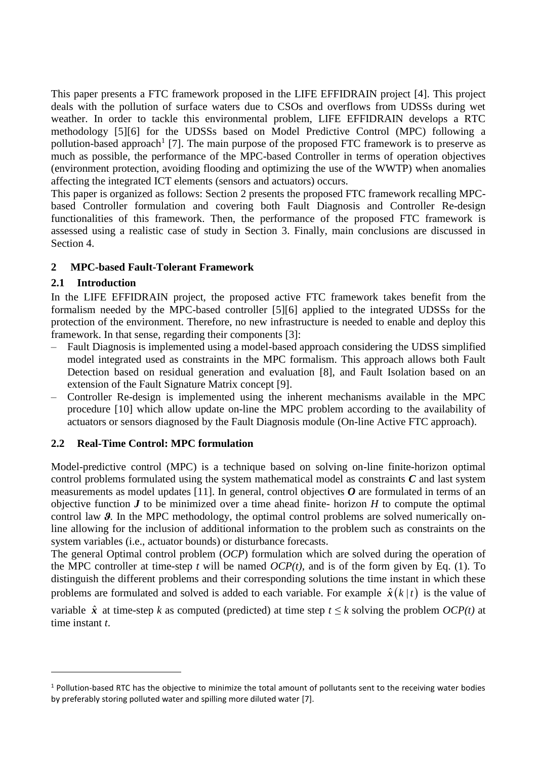This paper presents a FTC framework proposed in the LIFE EFFIDRAIN project [4]. This project deals with the pollution of surface waters due to CSOs and overflows from UDSSs during wet weather. In order to tackle this environmental problem, LIFE EFFIDRAIN develops a RTC methodology [5][6] for the UDSSs based on Model Predictive Control (MPC) following a pollution-based approach[1] [7]. The main purpose of the proposed FTC framework is to preserve as much as possible, the performance of the MPC-based Controller in terms of operation objectives (environment protection, avoiding flooding and optimizing the use of the WWTP) when anomalies affecting the integrated ICT elements (sensors and actuators) occurs.

This paper is organized as follows: Section 2 presents the proposed FTC framework recalling MPC-based Controller formulation and covering both Fault Diagnosis and Controller Re-design functionalities of this framework. Then, the performance of the proposed FTC framework is assessed using a realistic case of study in Section 3. Finally, main conclusions are discussed in Section 4.

## 2 MPC-based Fault-Tolerant Framework

### 2.1 Introduction

In the LIFE EFFIDRAIN project, the proposed active FTC framework takes benefit from the formalism needed by the MPC-based controller [5][6] applied to the integrated UDSSs for the protection of the environment. Therefore, no new infrastructure is needed to enable and deploy this framework. In that sense, regarding their components [3]:

- Fault Diagnosis is implemented using a model-based approach considering the UDSS simplified model integrated used as constraints in the MPC formalism. This approach allows both Fault Detection based on residual generation and evaluation [8], and Fault Isolation based on an extension of the Fault Signature Matrix concept [9].
- Controller Re-design is implemented using the inherent mechanisms available in the MPC procedure [10] which allow update on-line the MPC problem according to the availability of actuators or sensors diagnosed by the Fault Diagnosis module (On-line Active FTC approach).

### 2.2 Real-Time Control: MPC formulation

Model-predictive control (MPC) is a technique based on solving on-line finite-horizon optimal control problems formulated using the system mathematical model as constraints $\boldsymbol{C}$ and last system measurements as model updates [11]. In general, control objectives $\boldsymbol{O}$ are formulated in terms of an objective function $\boldsymbol{J}$ to be minimized over a time ahead finite- horizon $H$ to compute the optimal control law $\boldsymbol{\vartheta}$. In the MPC methodology, the optimal control problems are solved numerically on-line allowing for the inclusion of additional information to the problem such as constraints on the system variables (i.e., actuator bounds) or disturbance forecasts.

The general Optimal control problem (*OCP*) formulation which are solved during the operation of the MPC controller at time-step $t$ will be named *OCP(t)*, and is of the form given by Eq. (1). To distinguish the different problems and their corresponding solutions the time instant in which these problems are formulated and solved is added to each variable. For example $\hat{\boldsymbol{x}}(k\,|\,t)$ is the value of variable $\hat{\boldsymbol{x}}$ at time-step $k$ as computed (predicted) at time step $t \leq k$ solving the problem *OCP(t)* at time instant $t$.

---

[1] Pollution-based RTC has the objective to minimize the total amount of pollutants sent to the receiving water bodies by preferably storing polluted water and spilling more diluted water [7].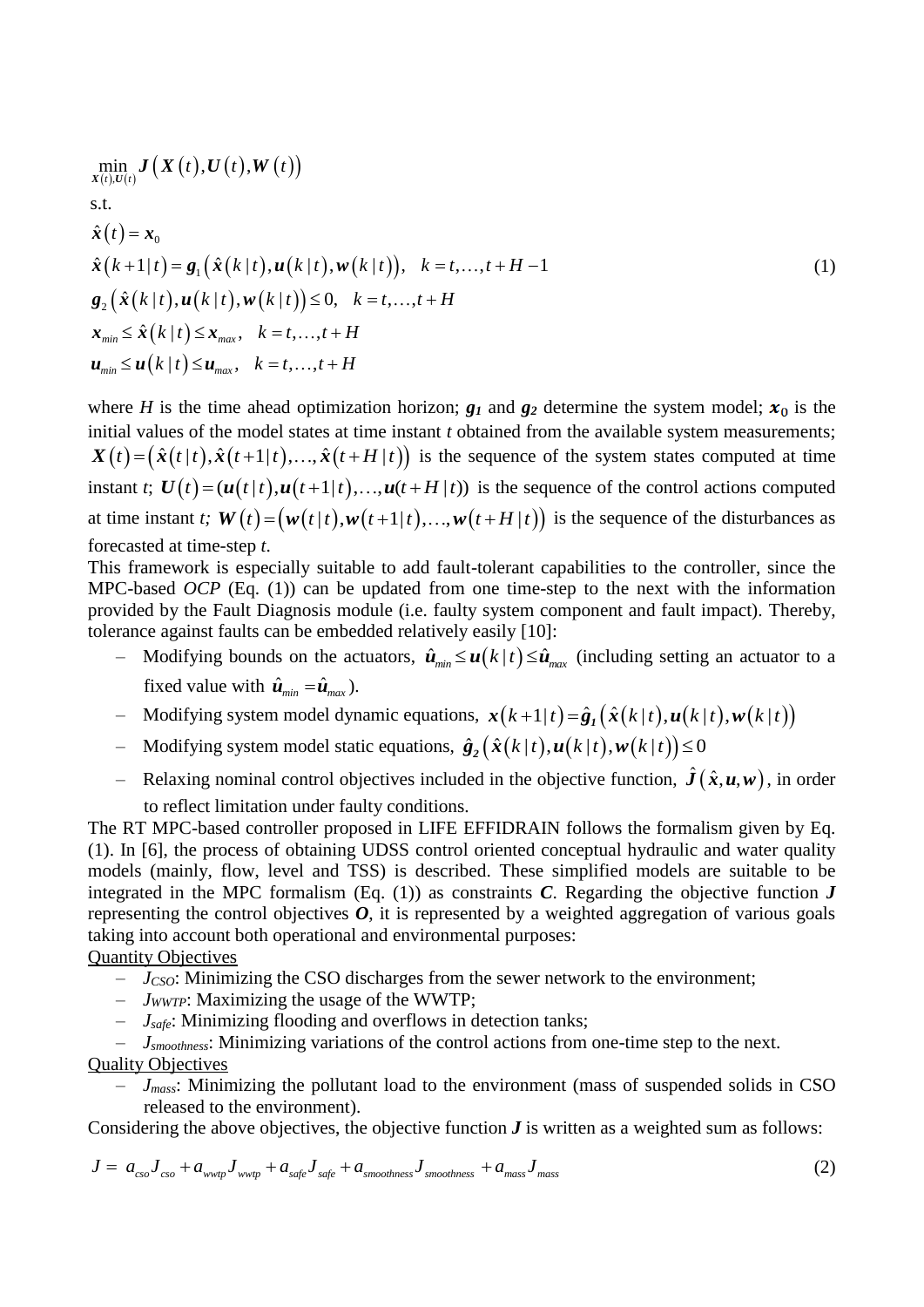$$
\begin{aligned}
&\min_{\boldsymbol{X}(t),\boldsymbol{U}(t)} \boldsymbol{J}\left(\boldsymbol{X}(t),\boldsymbol{U}(t),\boldsymbol{W}(t)\right)\\
&\text{s.t.}\\
&\hat{\boldsymbol{x}}(t)=\boldsymbol{x}_0\\
&\hat{\boldsymbol{x}}(k+1|t)=\boldsymbol{g}_1\left(\hat{\boldsymbol{x}}(k|t),\boldsymbol{u}(k|t),\boldsymbol{w}(k|t)\right),\quad k=t,\ldots,t+H-1\\
&\boldsymbol{g}_2\left(\hat{\boldsymbol{x}}(k|t),\boldsymbol{u}(k|t),\boldsymbol{w}(k|t)\right)\leq 0,\quad k=t,\ldots,t+H\\
&\boldsymbol{x}_{min}\leq\hat{\boldsymbol{x}}(k|t)\leq\boldsymbol{x}_{max},\quad k=t,\ldots,t+H\\
&\boldsymbol{u}_{min}\leq\boldsymbol{u}(k|t)\leq\boldsymbol{u}_{max},\quad k=t,\ldots,t+H
\end{aligned}
\tag{1}
$$

where $H$ is the time ahead optimization horizon; $\boldsymbol{g_1}$ and $\boldsymbol{g_2}$ determine the system model; $\boldsymbol{x}_0$ is the initial values of the model states at time instant $t$ obtained from the available system measurements; $\boldsymbol{X}(t)=\left(\hat{\boldsymbol{x}}(t|t),\hat{\boldsymbol{x}}(t+1|t),\ldots,\hat{\boldsymbol{x}}(t+H|t)\right)$ is the sequence of the system states computed at time instant $t$; $\boldsymbol{U}(t)=(\boldsymbol{u}(t|t),\boldsymbol{u}(t+1|t),\ldots,\boldsymbol{u}(t+H|t))$ is the sequence of the control actions computed at time instant $t$; $\boldsymbol{W}(t)=\left(\boldsymbol{w}(t|t),\boldsymbol{w}(t+1|t),\ldots,\boldsymbol{w}(t+H|t)\right)$ is the sequence of the disturbances as forecasted at time-step $t$.

This framework is especially suitable to add fault-tolerant capabilities to the controller, since the MPC-based *OCP* (Eq. (1)) can be updated from one time-step to the next with the information provided by the Fault Diagnosis module (i.e. faulty system component and fault impact). Thereby, tolerance against faults can be embedded relatively easily [10]:

- Modifying bounds on the actuators, $\hat{\boldsymbol{u}}_{min}\leq\boldsymbol{u}(k|t)\leq\hat{\boldsymbol{u}}_{max}$ (including setting an actuator to a fixed value with $\hat{\boldsymbol{u}}_{min}=\hat{\boldsymbol{u}}_{max}$).
- Modifying system model dynamic equations, $\boldsymbol{x}(k+1|t)=\hat{\boldsymbol{g}}_{\boldsymbol{1}}\left(\hat{\boldsymbol{x}}(k|t),\boldsymbol{u}(k|t),\boldsymbol{w}(k|t)\right)$
- Modifying system model static equations, $\hat{\boldsymbol{g}}_{\boldsymbol{2}}\left(\hat{\boldsymbol{x}}(k|t),\boldsymbol{u}(k|t),\boldsymbol{w}(k|t)\right)\leq 0$
- Relaxing nominal control objectives included in the objective function, $\hat{\boldsymbol{J}}\left(\hat{\boldsymbol{x}},\boldsymbol{u},\boldsymbol{w}\right)$, in order to reflect limitation under faulty conditions.

The RT MPC-based controller proposed in LIFE EFFIDRAIN follows the formalism given by Eq. (1). In [6], the process of obtaining UDSS control oriented conceptual hydraulic and water quality models (mainly, flow, level and TSS) is described. These simplified models are suitable to be integrated in the MPC formalism (Eq. (1)) as constraints $\boldsymbol{C}$. Regarding the objective function $\boldsymbol{J}$ representing the control objectives $\boldsymbol{O}$, it is represented by a weighted aggregation of various goals taking into account both operational and environmental purposes:

Quantity Objectives

- $J_{CSO}$: Minimizing the CSO discharges from the sewer network to the environment;
- $J_{WWTP}$: Maximizing the usage of the WWTP;
- $J_{safe}$: Minimizing flooding and overflows in detection tanks;
- $J_{smoothness}$: Minimizing variations of the control actions from one-time step to the next.

Quality Objectives

- $J_{mass}$: Minimizing the pollutant load to the environment (mass of suspended solids in CSO released to the environment).

Considering the above objectives, the objective function $\boldsymbol{J}$ is written as a weighted sum as follows:

$$
J=\ a_{cso}J_{cso}+a_{wwtp}J_{wwtp}+a_{safe}J_{safe}+a_{smoothness}J_{smoothness}+a_{mass}J_{mass} \tag{2}
$$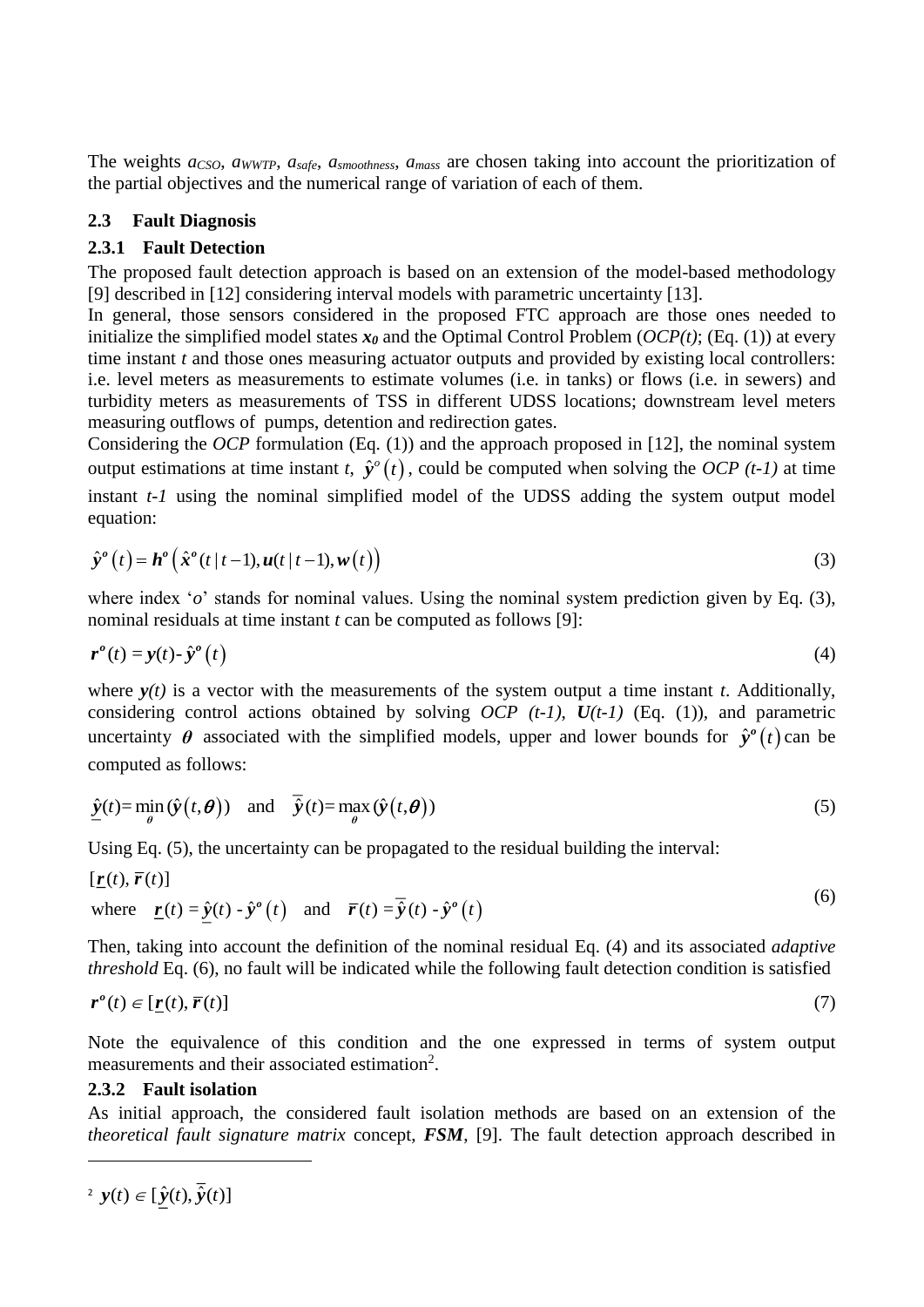The weights $a_{CSO}$, $a_{WWTP}$, $a_{safe}$, $a_{smoothness}$, $a_{mass}$ are chosen taking into account the prioritization of the partial objectives and the numerical range of variation of each of them.

### 2.3 Fault Diagnosis

#### 2.3.1 Fault Detection

The proposed fault detection approach is based on an extension of the model-based methodology [9] described in [12] considering interval models with parametric uncertainty [13].

In general, those sensors considered in the proposed FTC approach are those ones needed to initialize the simplified model states $\boldsymbol{x_0}$ and the Optimal Control Problem (*OCP(t)*; (Eq. (1)) at every time instant *t* and those ones measuring actuator outputs and provided by existing local controllers: i.e. level meters as measurements to estimate volumes (i.e. in tanks) or flows (i.e. in sewers) and turbidity meters as measurements of TSS in different UDSS locations; downstream level meters measuring outflows of pumps, detention and redirection gates.

Considering the *OCP* formulation (Eq. (1)) and the approach proposed in [12], the nominal system output estimations at time instant *t*, $\hat{\boldsymbol{y}}^o(t)$, could be computed when solving the *OCP (t-1)* at time instant *t-1* using the nominal simplified model of the UDSS adding the system output model equation:

$$\hat{\boldsymbol{y}}^{\boldsymbol{o}}(t) = \boldsymbol{h}^{\boldsymbol{o}}\left(\hat{\boldsymbol{x}}^{\boldsymbol{o}}(t\,|\,t-1), \boldsymbol{u}(t\,|\,t-1), \boldsymbol{w}(t)\right) \tag{3}$$

where index '*o*' stands for nominal values. Using the nominal system prediction given by Eq. (3), nominal residuals at time instant *t* can be computed as follows [9]:

$$\boldsymbol{r}^{\boldsymbol{o}}(t) = \boldsymbol{y}(t) - \hat{\boldsymbol{y}}^{\boldsymbol{o}}(t) \tag{4}$$

where $\boldsymbol{y}(t)$ is a vector with the measurements of the system output a time instant *t*. Additionally, considering control actions obtained by solving *OCP (t-1)*, $\boldsymbol{U}(t-1)$ (Eq. (1)), and parametric uncertainty $\boldsymbol{\theta}$ associated with the simplified models, upper and lower bounds for $\hat{\boldsymbol{y}}^{\boldsymbol{o}}(t)$ can be computed as follows:

$$\underline{\hat{\boldsymbol{y}}}(t) = \min_{\boldsymbol{\theta}}(\hat{\boldsymbol{y}}(t,\boldsymbol{\theta})) \quad \text{and} \quad \overline{\hat{\boldsymbol{y}}}(t) = \max_{\boldsymbol{\theta}}(\hat{\boldsymbol{y}}(t,\boldsymbol{\theta})) \tag{5}$$

Using Eq. (5), the uncertainty can be propagated to the residual building the interval:

$$[\underline{\boldsymbol{r}}(t), \overline{\boldsymbol{r}}(t)]$$
$$\text{where} \quad \underline{\boldsymbol{r}}(t) = \underline{\hat{\boldsymbol{y}}}(t) - \hat{\boldsymbol{y}}^{\boldsymbol{o}}(t) \quad \text{and} \quad \overline{\boldsymbol{r}}(t) = \overline{\hat{\boldsymbol{y}}}(t) - \hat{\boldsymbol{y}}^{\boldsymbol{o}}(t) \tag{6}$$

Then, taking into account the definition of the nominal residual Eq. (4) and its associated *adaptive threshold* Eq. (6), no fault will be indicated while the following fault detection condition is satisfied

$$\boldsymbol{r}^{\boldsymbol{o}}(t) \in [\underline{\boldsymbol{r}}(t), \overline{\boldsymbol{r}}(t)] \tag{7}$$

Note the equivalence of this condition and the one expressed in terms of system output measurements and their associated estimation[2].

#### 2.3.2 Fault isolation

As initial approach, the considered fault isolation methods are based on an extension of the *theoretical fault signature matrix* concept, ***FSM***, [9]. The fault detection approach described in

---

[2] $\boldsymbol{y}(t) \in [\underline{\hat{\boldsymbol{y}}}(t), \overline{\hat{\boldsymbol{y}}}(t)]$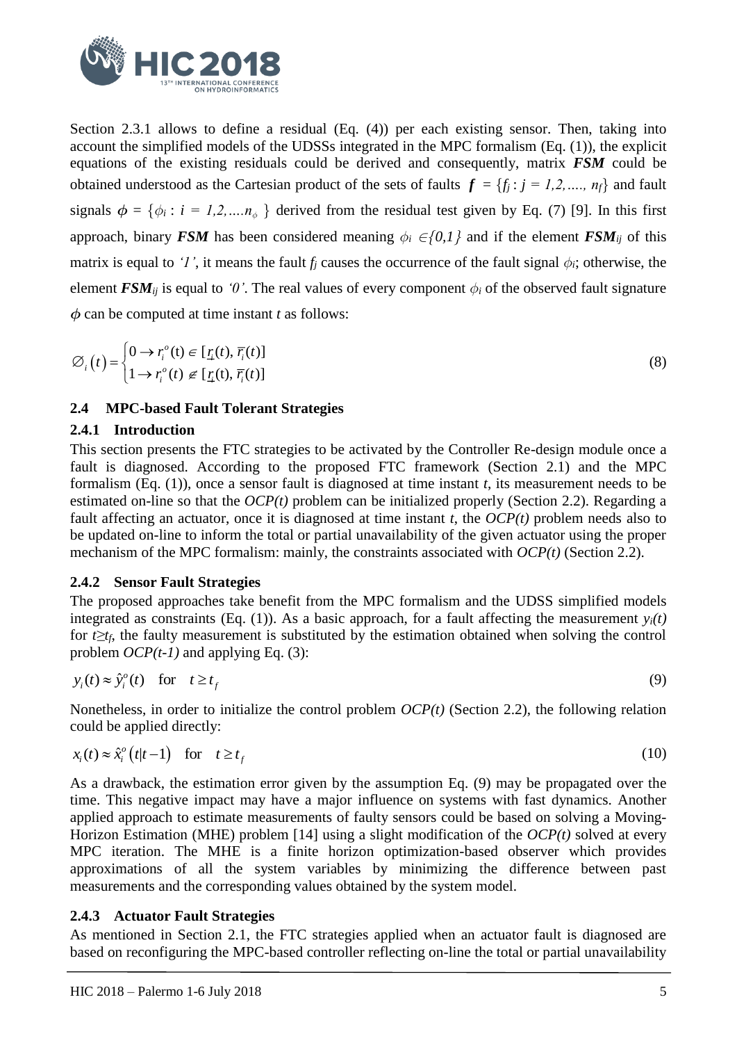Section 2.3.1 allows to define a residual (Eq. (4)) per each existing sensor. Then, taking into account the simplified models of the UDSSs integrated in the MPC formalism (Eq. (1)), the explicit equations of the existing residuals could be derived and consequently, matrix ***FSM*** could be obtained understood as the Cartesian product of the sets of faults $\boldsymbol{f} = \{f_j : j = 1,2,\ldots, n_f\}$ and fault signals $\boldsymbol{\phi} = \{\phi_i : i = 1,2,\ldots n_\phi\}$ derived from the residual test given by Eq. (7) [9]. In this first approach, binary ***FSM*** has been considered meaning $\phi_i \in \{0,1\}$ and if the element $\boldsymbol{FSM}_{ij}$ of this matrix is equal to *'1'*, it means the fault $f_j$ causes the occurrence of the fault signal $\phi_i$; otherwise, the element $\boldsymbol{FSM}_{ij}$ is equal to *'0'*. The real values of every component $\phi_i$ of the observed fault signature $\boldsymbol{\phi}$ can be computed at time instant $t$ as follows:

$$\varnothing_i(t) = \begin{cases} 0 \rightarrow r_i^o(t) \in [\underline{r}_i(t), \overline{r}_i(t)] \\ 1 \rightarrow r_i^o(t) \notin [\underline{r}_i(t), \overline{r}_i(t)] \end{cases} \tag{8}$$

### 2.4 MPC-based Fault Tolerant Strategies

#### 2.4.1 Introduction

This section presents the FTC strategies to be activated by the Controller Re-design module once a fault is diagnosed. According to the proposed FTC framework (Section 2.1) and the MPC formalism (Eq. (1)), once a sensor fault is diagnosed at time instant $t$, its measurement needs to be estimated on-line so that the *OCP(t)* problem can be initialized properly (Section 2.2). Regarding a fault affecting an actuator, once it is diagnosed at time instant $t$, the *OCP(t)* problem needs also to be updated on-line to inform the total or partial unavailability of the given actuator using the proper mechanism of the MPC formalism: mainly, the constraints associated with *OCP(t)* (Section 2.2).

#### 2.4.2 Sensor Fault Strategies

The proposed approaches take benefit from the MPC formalism and the UDSS simplified models integrated as constraints (Eq. (1)). As a basic approach, for a fault affecting the measurement $y_i(t)$ for $t \geq t_f$, the faulty measurement is substituted by the estimation obtained when solving the control problem *OCP(t-1)* and applying Eq. (3):

$$y_i(t) \approx \hat{y}_i^o(t) \quad \text{for} \quad t \geq t_f \tag{9}$$

Nonetheless, in order to initialize the control problem *OCP(t)* (Section 2.2), the following relation could be applied directly:

$$x_i(t) \approx \hat{x}_i^o(t|t-1) \quad \text{for} \quad t \geq t_f \tag{10}$$

As a drawback, the estimation error given by the assumption Eq. (9) may be propagated over the time. This negative impact may have a major influence on systems with fast dynamics. Another applied approach to estimate measurements of faulty sensors could be based on solving a Moving-Horizon Estimation (MHE) problem [14] using a slight modification of the *OCP(t)* solved at every MPC iteration. The MHE is a finite horizon optimization-based observer which provides approximations of all the system variables by minimizing the difference between past measurements and the corresponding values obtained by the system model.

#### 2.4.3 Actuator Fault Strategies

As mentioned in Section 2.1, the FTC strategies applied when an actuator fault is diagnosed are based on reconfiguring the MPC-based controller reflecting on-line the total or partial unavailability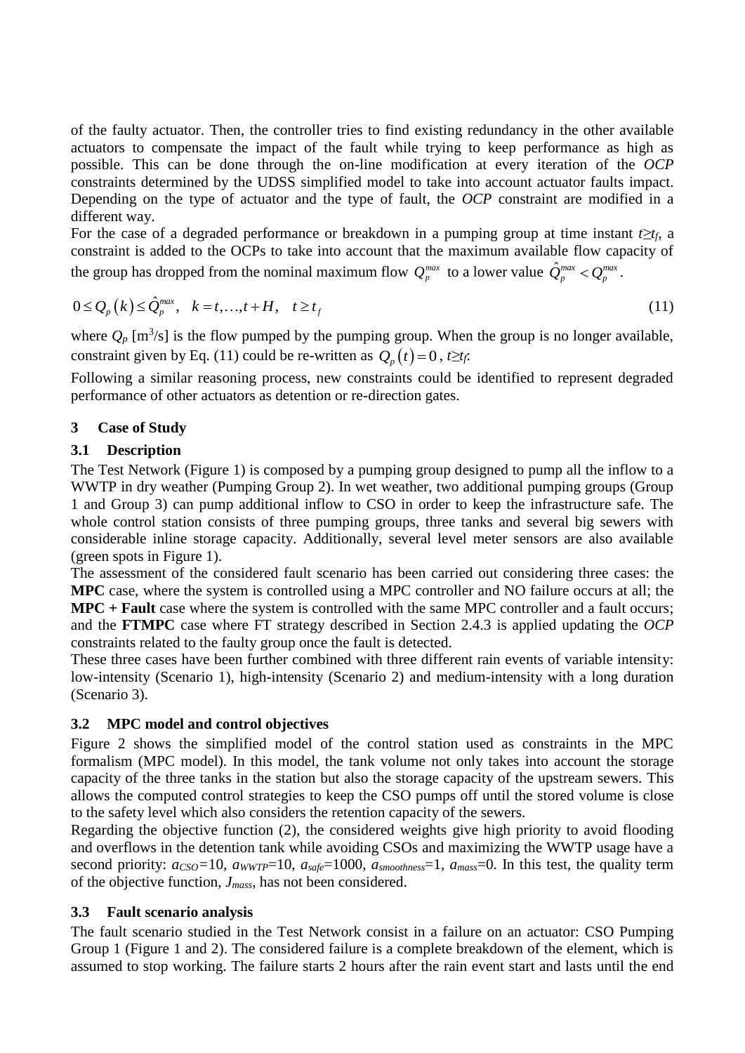of the faulty actuator. Then, the controller tries to find existing redundancy in the other available actuators to compensate the impact of the fault while trying to keep performance as high as possible. This can be done through the on-line modification at every iteration of the *OCP* constraints determined by the UDSS simplified model to take into account actuator faults impact. Depending on the type of actuator and the type of fault, the *OCP* constraint are modified in a different way.

For the case of a degraded performance or breakdown in a pumping group at time instant $t \geq t_f$, a constraint is added to the OCPs to take into account that the maximum available flow capacity of the group has dropped from the nominal maximum flow $Q_p^{max}$ to a lower value $\hat{Q}_p^{max} < Q_p^{max}$.

$$0 \leq Q_p(k) \leq \hat{Q}_p^{max}, \quad k = t, \ldots, t+H, \quad t \geq t_f \tag{11}$$

where $Q_p$ [m$^3$/s] is the flow pumped by the pumping group. When the group is no longer available, constraint given by Eq. (11) could be re-written as $Q_p(t) = 0$, $t \geq t_f$.

Following a similar reasoning process, new constraints could be identified to represent degraded performance of other actuators as detention or re-direction gates.

## 3 Case of Study

### 3.1 Description

The Test Network (Figure 1) is composed by a pumping group designed to pump all the inflow to a WWTP in dry weather (Pumping Group 2). In wet weather, two additional pumping groups (Group 1 and Group 3) can pump additional inflow to CSO in order to keep the infrastructure safe. The whole control station consists of three pumping groups, three tanks and several big sewers with considerable inline storage capacity. Additionally, several level meter sensors are also available (green spots in Figure 1).

The assessment of the considered fault scenario has been carried out considering three cases: the **MPC** case, where the system is controlled using a MPC controller and NO failure occurs at all; the **MPC + Fault** case where the system is controlled with the same MPC controller and a fault occurs; and the **FTMPC** case where FT strategy described in Section 2.4.3 is applied updating the *OCP* constraints related to the faulty group once the fault is detected.

These three cases have been further combined with three different rain events of variable intensity: low-intensity (Scenario 1), high-intensity (Scenario 2) and medium-intensity with a long duration (Scenario 3).

### 3.2 MPC model and control objectives

Figure 2 shows the simplified model of the control station used as constraints in the MPC formalism (MPC model). In this model, the tank volume not only takes into account the storage capacity of the three tanks in the station but also the storage capacity of the upstream sewers. This allows the computed control strategies to keep the CSO pumps off until the stored volume is close to the safety level which also considers the retention capacity of the sewers.

Regarding the objective function (2), the considered weights give high priority to avoid flooding and overflows in the detention tank while avoiding CSOs and maximizing the WWTP usage have a second priority: $a_{CSO}$=10, $a_{WWTP}$=10, $a_{safe}$=1000, $a_{smoothness}$=1, $a_{mass}$=0. In this test, the quality term of the objective function, $J_{mass}$, has not been considered.

### 3.3 Fault scenario analysis

The fault scenario studied in the Test Network consist in a failure on an actuator: CSO Pumping Group 1 (Figure 1 and 2). The considered failure is a complete breakdown of the element, which is assumed to stop working. The failure starts 2 hours after the rain event start and lasts until the end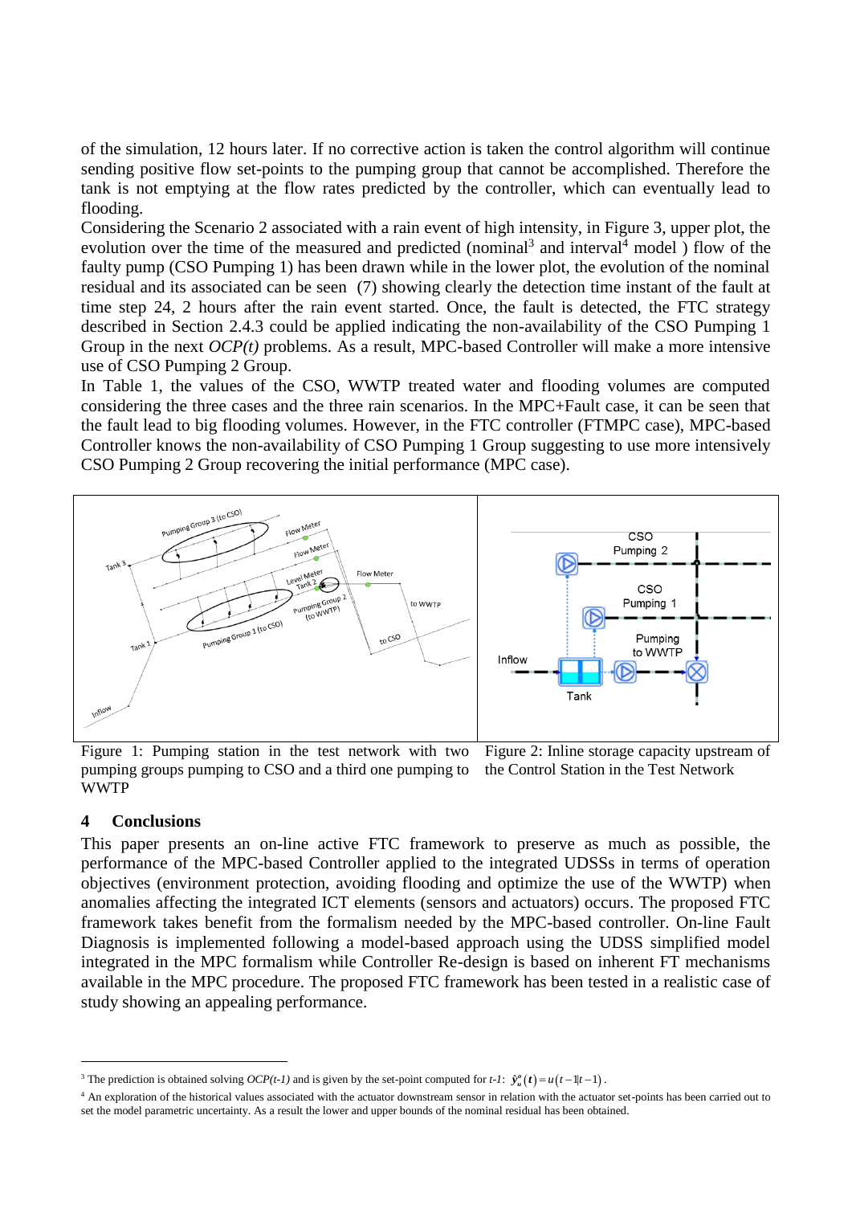of the simulation, 12 hours later. If no corrective action is taken the control algorithm will continue sending positive flow set-points to the pumping group that cannot be accomplished. Therefore the tank is not emptying at the flow rates predicted by the controller, which can eventually lead to flooding.

Considering the Scenario 2 associated with a rain event of high intensity, in Figure 3, upper plot, the evolution over the time of the measured and predicted (nominal[3] and interval[4] model ) flow of the faulty pump (CSO Pumping 1) has been drawn while in the lower plot, the evolution of the nominal residual and its associated can be seen (7) showing clearly the detection time instant of the fault at time step 24, 2 hours after the rain event started. Once, the fault is detected, the FTC strategy described in Section 2.4.3 could be applied indicating the non-availability of the CSO Pumping 1 Group in the next *OCP(t)* problems. As a result, MPC-based Controller will make a more intensive use of CSO Pumping 2 Group.

In Table 1, the values of the CSO, WWTP treated water and flooding volumes are computed considering the three cases and the three rain scenarios. In the MPC+Fault case, it can be seen that the fault lead to big flooding volumes. However, in the FTC controller (FTMPC case), MPC-based Controller knows the non-availability of CSO Pumping 1 Group suggesting to use more intensively CSO Pumping 2 Group recovering the initial performance (MPC case).

Figure 1: Pumping station in the test network with two pumping groups pumping to CSO and a third one pumping to WWTP

Figure 2: Inline storage capacity upstream of the Control Station in the Test Network

## 4 Conclusions

This paper presents an on-line active FTC framework to preserve as much as possible, the performance of the MPC-based Controller applied to the integrated UDSSs in terms of operation objectives (environment protection, avoiding flooding and optimize the use of the WWTP) when anomalies affecting the integrated ICT elements (sensors and actuators) occurs. The proposed FTC framework takes benefit from the formalism needed by the MPC-based controller. On-line Fault Diagnosis is implemented following a model-based approach using the UDSS simplified model integrated in the MPC formalism while Controller Re-design is based on inherent FT mechanisms available in the MPC procedure. The proposed FTC framework has been tested in a realistic case of study showing an appealing performance.

---

[3] The prediction is obtained solving *OCP(t-1)* and is given by the set-point computed for *t-1*: $\hat{y}_u^o(t) = u(t-1|t-1)$.

[4] An exploration of the historical values associated with the actuator downstream sensor in relation with the actuator set-points has been carried out to set the model parametric uncertainty. As a result the lower and upper bounds of the nominal residual has been obtained.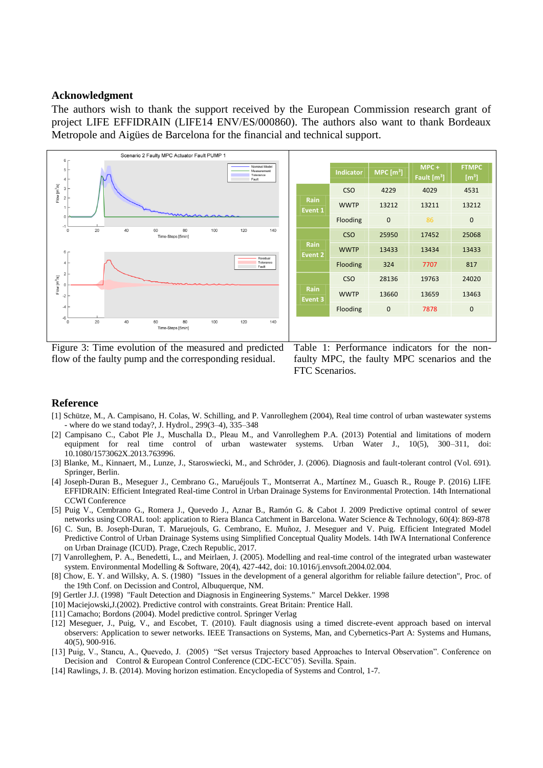## Acknowledgment

The authors wish to thank the support received by the European Commission research grant of project LIFE EFFIDRAIN (LIFE14 ENV/ES/000860). The authors also want to thank Bordeaux Metropole and Aigües de Barcelona for the financial and technical support.

Scenario 2 Faulty MPC Actuator Fault PUMP 1

Nominal Model
Measurement
Tolerance
Fault

Flow [m³/s]

Time-Steps [5min]

Residual
Tolerance
Fault

Flow [m³/s]

Time-Steps [5min]

Figure 3: Time evolution of the measured and predicted flow of the faulty pump and the corresponding residual.

| | Indicator | MPC [m$^3$] | MPC + Fault [m$^3$] | FTMPC [m$^3$] |
|---|---|---|---|---|
| Rain Event 1 | CSO | 4229 | 4029 | 4531 |
| | WWTP | 13212 | 13211 | 13212 |
| | Flooding | 0 | 86 | 0 |
| Rain Event 2 | CSO | 25950 | 17452 | 25068 |
| | WWTP | 13433 | 13434 | 13433 |
| | Flooding | 324 | 7707 | 817 |
| Rain Event 3 | CSO | 28136 | 19763 | 24020 |
| | WWTP | 13660 | 13659 | 13463 |
| | Flooding | 0 | 7878 | 0 |

Table 1: Performance indicators for the non-faulty MPC, the faulty MPC scenarios and the FTC Scenarios.

## Reference

[1] Schütze, M., A. Campisano, H. Colas, W. Schilling, and P. Vanrolleghem (2004), Real time control of urban wastewater systems - where do we stand today?, J. Hydrol., 299(3–4), 335–348

[2] Campisano C., Cabot Ple J., Muschalla D., Pleau M., and Vanrolleghem P.A. (2013) Potential and limitations of modern equipment for real time control of urban wastewater systems. Urban Water J., 10(5), 300–311, doi: 10.1080/1573062X.2013.763996.

[3] Blanke, M., Kinnaert, M., Lunze, J., Staroswiecki, M., and Schröder, J. (2006). Diagnosis and fault-tolerant control (Vol. 691). Springer, Berlin.

[4] Joseph-Duran B., Meseguer J., Cembrano G., Maruéjouls T., Montserrat A., Martínez M., Guasch R., Rouge P. (2016) LIFE EFFIDRAIN: Efficient Integrated Real-time Control in Urban Drainage Systems for Environmental Protection. 14th International CCWI Conference

[5] Puig V., Cembrano G., Romera J., Quevedo J., Aznar B., Ramón G. & Cabot J. 2009 Predictive optimal control of sewer networks using CORAL tool: application to Riera Blanca Catchment in Barcelona. Water Science & Technology, 60(4): 869-878

[6] C. Sun, B. Joseph-Duran, T. Maruejouls, G. Cembrano, E. Muñoz, J. Meseguer and V. Puig. Efficient Integrated Model Predictive Control of Urban Drainage Systems using Simplified Conceptual Quality Models. 14th IWA International Conference on Urban Drainage (ICUD). Prage, Czech Republic, 2017.

[7] Vanrolleghem, P. A., Benedetti, L., and Meirlaen, J. (2005). Modelling and real-time control of the integrated urban wastewater system. Environmental Modelling & Software, 20(4), 427-442, doi: 10.1016/j.envsoft.2004.02.004.

[8] Chow, E. Y. and Willsky, A. S. (1980) "Issues in the development of a general algorithm for reliable failure detection", Proc. of the 19th Conf. on Decission and Control, Albuquerque, NM.

[9] Gertler J.J. (1998) "Fault Detection and Diagnosis in Engineering Systems." Marcel Dekker. 1998

[10] Maciejowski,J.(2002). Predictive control with constraints. Great Britain: Prentice Hall.

[11] Camacho; Bordons (2004). Model predictive control. Springer Verlag

[12] Meseguer, J., Puig, V., and Escobet, T. (2010). Fault diagnosis using a timed discrete-event approach based on interval observers: Application to sewer networks. IEEE Transactions on Systems, Man, and Cybernetics-Part A: Systems and Humans, 40(5), 900-916.

[13] Puig, V., Stancu, A., Quevedo, J. (2005) "Set versus Trajectory based Approaches to Interval Observation". Conference on Decision and Control & European Control Conference (CDC-ECC'05). Sevilla. Spain.

[14] Rawlings, J. B. (2014). Moving horizon estimation. Encyclopedia of Systems and Control, 1-7.